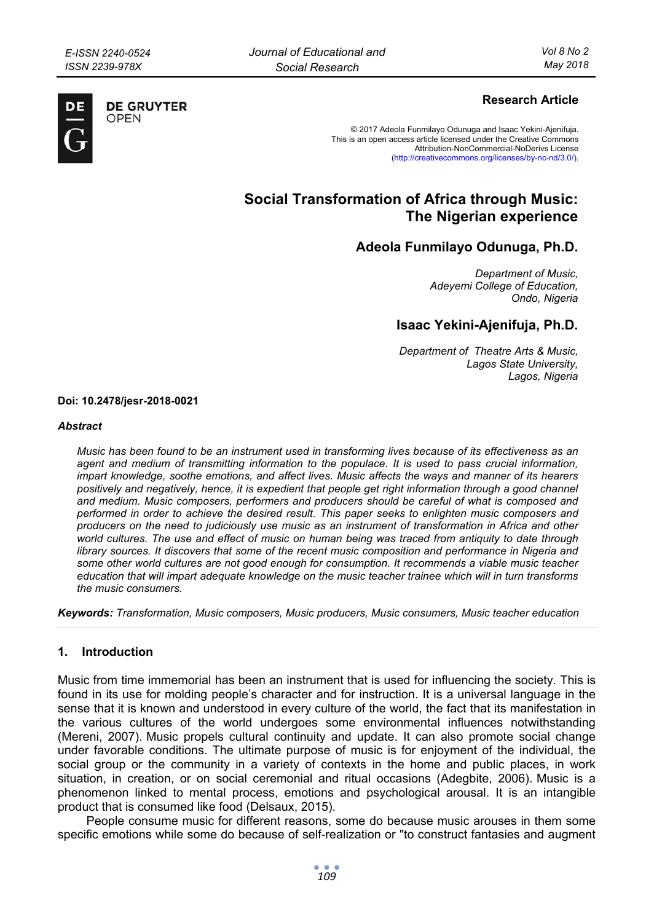**Research Article**

© 2017 Adeola Funmilayo Odunuga and Isaac Yekini-Ajenifuja.
This is an open access article licensed under the Creative Commons Attribution-NonCommercial-NoDerivs License (http://creativecommons.org/licenses/by-nc-nd/3.0/).

# Social Transformation of Africa through Music: The Nigerian experience

## Adeola Funmilayo Odunuga, Ph.D.

*Department of Music,*
*Adeyemi College of Education,*
*Ondo, Nigeria*

## Isaac Yekini-Ajenifuja, Ph.D.

*Department of Theatre Arts & Music,*
*Lagos State University,*
*Lagos, Nigeria*

**Doi: 10.2478/jesr-2018-0021**

### *Abstract*

*Music has been found to be an instrument used in transforming lives because of its effectiveness as an agent and medium of transmitting information to the populace. It is used to pass crucial information, impart knowledge, soothe emotions, and affect lives. Music affects the ways and manner of its hearers positively and negatively, hence, it is expedient that people get right information through a good channel and medium. Music composers, performers and producers should be careful of what is composed and performed in order to achieve the desired result. This paper seeks to enlighten music composers and producers on the need to judiciously use music as an instrument of transformation in Africa and other world cultures. The use and effect of music on human being was traced from antiquity to date through library sources. It discovers that some of the recent music composition and performance in Nigeria and some other world cultures are not good enough for consumption. It recommends a viable music teacher education that will impart adequate knowledge on the music teacher trainee which will in turn transforms the music consumers.*

**Keywords:** *Transformation, Music composers, Music producers, Music consumers, Music teacher education*

## 1. Introduction

Music from time immemorial has been an instrument that is used for influencing the society. This is found in its use for molding people's character and for instruction. It is a universal language in the sense that it is known and understood in every culture of the world, the fact that its manifestation in the various cultures of the world undergoes some environmental influences notwithstanding (Mereni, 2007). Music propels cultural continuity and update. It can also promote social change under favorable conditions. The ultimate purpose of music is for enjoyment of the individual, the social group or the community in a variety of contexts in the home and public places, in work situation, in creation, or on social ceremonial and ritual occasions (Adegbite, 2006). Music is a phenomenon linked to mental process, emotions and psychological arousal. It is an intangible product that is consumed like food (Delsaux, 2015).

People consume music for different reasons, some do because music arouses in them some specific emotions while some do because of self-realization or "to construct fantasies and augment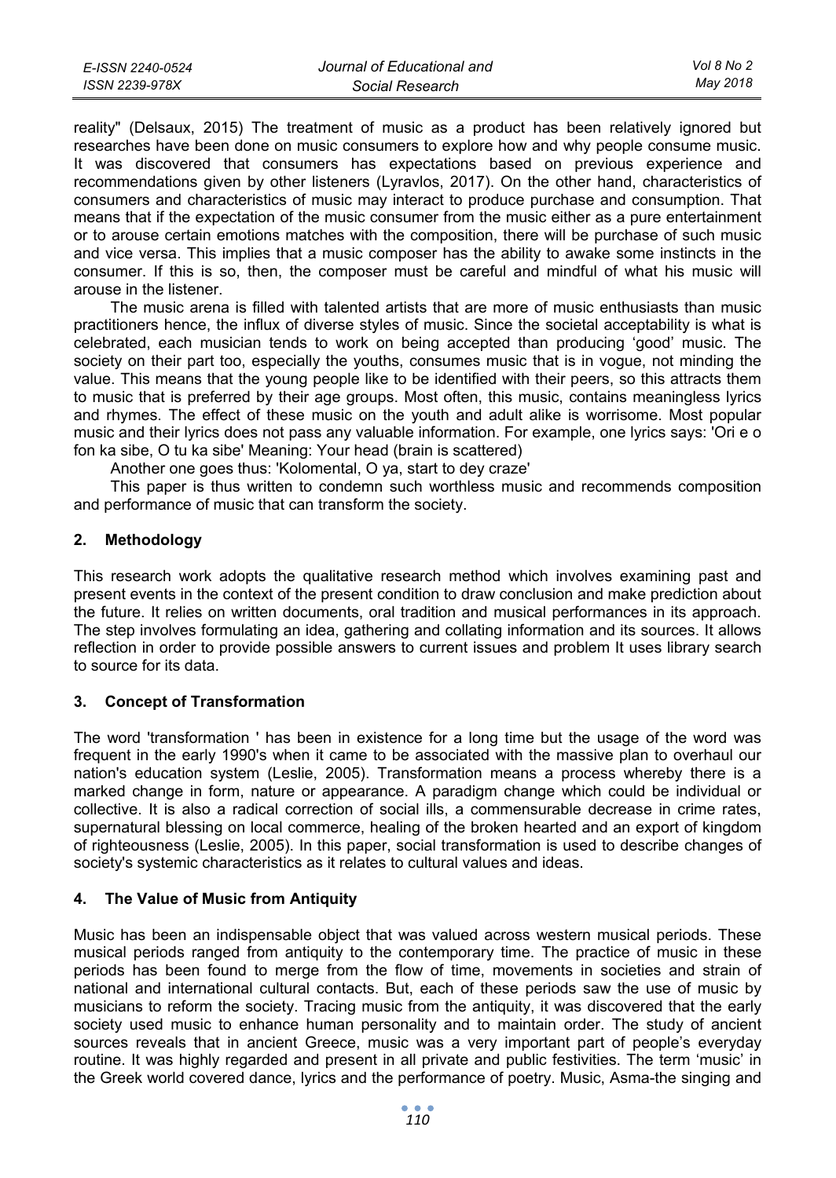reality" (Delsaux, 2015) The treatment of music as a product has been relatively ignored but researches have been done on music consumers to explore how and why people consume music. It was discovered that consumers has expectations based on previous experience and recommendations given by other listeners (Lyravlos, 2017). On the other hand, characteristics of consumers and characteristics of music may interact to produce purchase and consumption. That means that if the expectation of the music consumer from the music either as a pure entertainment or to arouse certain emotions matches with the composition, there will be purchase of such music and vice versa. This implies that a music composer has the ability to awake some instincts in the consumer. If this is so, then, the composer must be careful and mindful of what his music will arouse in the listener.

The music arena is filled with talented artists that are more of music enthusiasts than music practitioners hence, the influx of diverse styles of music. Since the societal acceptability is what is celebrated, each musician tends to work on being accepted than producing 'good' music. The society on their part too, especially the youths, consumes music that is in vogue, not minding the value. This means that the young people like to be identified with their peers, so this attracts them to music that is preferred by their age groups. Most often, this music, contains meaningless lyrics and rhymes. The effect of these music on the youth and adult alike is worrisome. Most popular music and their lyrics does not pass any valuable information. For example, one lyrics says: 'Ori e o fon ka sibe, O tu ka sibe' Meaning: Your head (brain is scattered)

Another one goes thus: 'Kolomental, O ya, start to dey craze'

This paper is thus written to condemn such worthless music and recommends composition and performance of music that can transform the society.

## 2. Methodology

This research work adopts the qualitative research method which involves examining past and present events in the context of the present condition to draw conclusion and make prediction about the future. It relies on written documents, oral tradition and musical performances in its approach. The step involves formulating an idea, gathering and collating information and its sources. It allows reflection in order to provide possible answers to current issues and problem It uses library search to source for its data.

## 3. Concept of Transformation

The word 'transformation ' has been in existence for a long time but the usage of the word was frequent in the early 1990's when it came to be associated with the massive plan to overhaul our nation's education system (Leslie, 2005). Transformation means a process whereby there is a marked change in form, nature or appearance. A paradigm change which could be individual or collective. It is also a radical correction of social ills, a commensurable decrease in crime rates, supernatural blessing on local commerce, healing of the broken hearted and an export of kingdom of righteousness (Leslie, 2005). In this paper, social transformation is used to describe changes of society's systemic characteristics as it relates to cultural values and ideas.

## 4. The Value of Music from Antiquity

Music has been an indispensable object that was valued across western musical periods. These musical periods ranged from antiquity to the contemporary time. The practice of music in these periods has been found to merge from the flow of time, movements in societies and strain of national and international cultural contacts. But, each of these periods saw the use of music by musicians to reform the society. Tracing music from the antiquity, it was discovered that the early society used music to enhance human personality and to maintain order. The study of ancient sources reveals that in ancient Greece, music was a very important part of people's everyday routine. It was highly regarded and present in all private and public festivities. The term 'music' in the Greek world covered dance, lyrics and the performance of poetry. Music, Asma-the singing and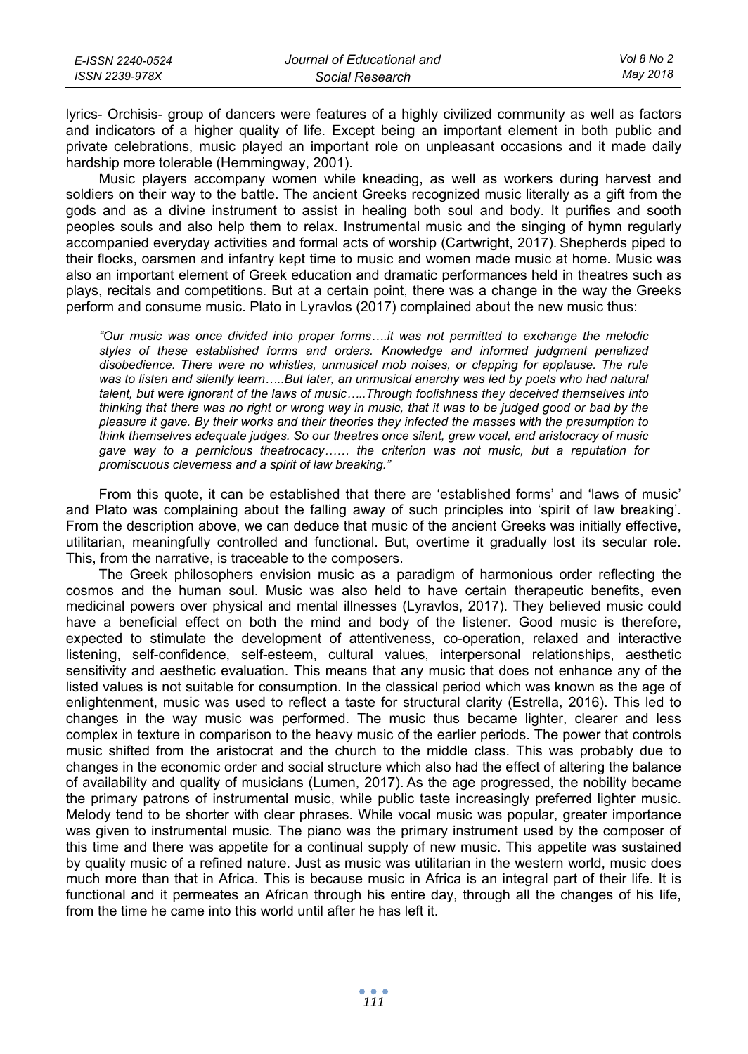lyrics- Orchisis- group of dancers were features of a highly civilized community as well as factors and indicators of a higher quality of life. Except being an important element in both public and private celebrations, music played an important role on unpleasant occasions and it made daily hardship more tolerable (Hemmingway, 2001).

Music players accompany women while kneading, as well as workers during harvest and soldiers on their way to the battle. The ancient Greeks recognized music literally as a gift from the gods and as a divine instrument to assist in healing both soul and body. It purifies and sooth peoples souls and also help them to relax. Instrumental music and the singing of hymn regularly accompanied everyday activities and formal acts of worship (Cartwright, 2017). Shepherds piped to their flocks, oarsmen and infantry kept time to music and women made music at home. Music was also an important element of Greek education and dramatic performances held in theatres such as plays, recitals and competitions. But at a certain point, there was a change in the way the Greeks perform and consume music. Plato in Lyravlos (2017) complained about the new music thus:

> *"Our music was once divided into proper forms….it was not permitted to exchange the melodic styles of these established forms and orders. Knowledge and informed judgment penalized disobedience. There were no whistles, unmusical mob noises, or clapping for applause. The rule was to listen and silently learn…..But later, an unmusical anarchy was led by poets who had natural talent, but were ignorant of the laws of music…..Through foolishness they deceived themselves into thinking that there was no right or wrong way in music, that it was to be judged good or bad by the pleasure it gave. By their works and their theories they infected the masses with the presumption to think themselves adequate judges. So our theatres once silent, grew vocal, and aristocracy of music gave way to a pernicious theatrocacy…… the criterion was not music, but a reputation for promiscuous cleverness and a spirit of law breaking."*

From this quote, it can be established that there are 'established forms' and 'laws of music' and Plato was complaining about the falling away of such principles into 'spirit of law breaking'. From the description above, we can deduce that music of the ancient Greeks was initially effective, utilitarian, meaningfully controlled and functional. But, overtime it gradually lost its secular role. This, from the narrative, is traceable to the composers.

The Greek philosophers envision music as a paradigm of harmonious order reflecting the cosmos and the human soul. Music was also held to have certain therapeutic benefits, even medicinal powers over physical and mental illnesses (Lyravlos, 2017). They believed music could have a beneficial effect on both the mind and body of the listener. Good music is therefore, expected to stimulate the development of attentiveness, co-operation, relaxed and interactive listening, self-confidence, self-esteem, cultural values, interpersonal relationships, aesthetic sensitivity and aesthetic evaluation. This means that any music that does not enhance any of the listed values is not suitable for consumption. In the classical period which was known as the age of enlightenment, music was used to reflect a taste for structural clarity (Estrella, 2016). This led to changes in the way music was performed. The music thus became lighter, clearer and less complex in texture in comparison to the heavy music of the earlier periods. The power that controls music shifted from the aristocrat and the church to the middle class. This was probably due to changes in the economic order and social structure which also had the effect of altering the balance of availability and quality of musicians (Lumen, 2017). As the age progressed, the nobility became the primary patrons of instrumental music, while public taste increasingly preferred lighter music. Melody tend to be shorter with clear phrases. While vocal music was popular, greater importance was given to instrumental music. The piano was the primary instrument used by the composer of this time and there was appetite for a continual supply of new music. This appetite was sustained by quality music of a refined nature. Just as music was utilitarian in the western world, music does much more than that in Africa. This is because music in Africa is an integral part of their life. It is functional and it permeates an African through his entire day, through all the changes of his life, from the time he came into this world until after he has left it.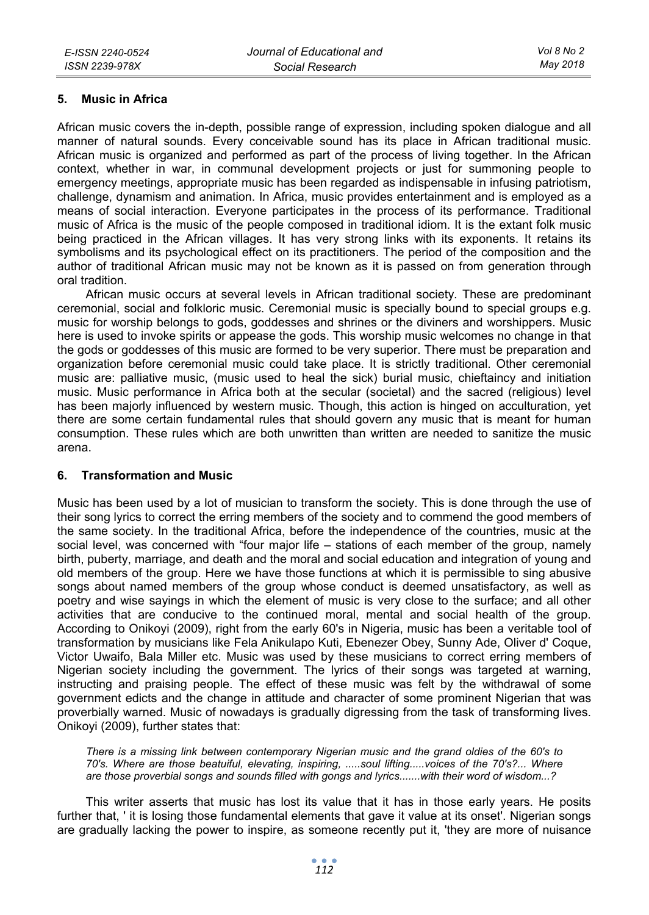## 5. Music in Africa

African music covers the in-depth, possible range of expression, including spoken dialogue and all manner of natural sounds. Every conceivable sound has its place in African traditional music. African music is organized and performed as part of the process of living together. In the African context, whether in war, in communal development projects or just for summoning people to emergency meetings, appropriate music has been regarded as indispensable in infusing patriotism, challenge, dynamism and animation. In Africa, music provides entertainment and is employed as a means of social interaction. Everyone participates in the process of its performance. Traditional music of Africa is the music of the people composed in traditional idiom. It is the extant folk music being practiced in the African villages. It has very strong links with its exponents. It retains its symbolisms and its psychological effect on its practitioners. The period of the composition and the author of traditional African music may not be known as it is passed on from generation through oral tradition.

African music occurs at several levels in African traditional society. These are predominant ceremonial, social and folkloric music. Ceremonial music is specially bound to special groups e.g. music for worship belongs to gods, goddesses and shrines or the diviners and worshippers. Music here is used to invoke spirits or appease the gods. This worship music welcomes no change in that the gods or goddesses of this music are formed to be very superior. There must be preparation and organization before ceremonial music could take place. It is strictly traditional. Other ceremonial music are: palliative music, (music used to heal the sick) burial music, chieftaincy and initiation music. Music performance in Africa both at the secular (societal) and the sacred (religious) level has been majorly influenced by western music. Though, this action is hinged on acculturation, yet there are some certain fundamental rules that should govern any music that is meant for human consumption. These rules which are both unwritten than written are needed to sanitize the music arena.

## 6. Transformation and Music

Music has been used by a lot of musician to transform the society. This is done through the use of their song lyrics to correct the erring members of the society and to commend the good members of the same society. In the traditional Africa, before the independence of the countries, music at the social level, was concerned with "four major life – stations of each member of the group, namely birth, puberty, marriage, and death and the moral and social education and integration of young and old members of the group. Here we have those functions at which it is permissible to sing abusive songs about named members of the group whose conduct is deemed unsatisfactory, as well as poetry and wise sayings in which the element of music is very close to the surface; and all other activities that are conducive to the continued moral, mental and social health of the group. According to Onikoyi (2009), right from the early 60's in Nigeria, music has been a veritable tool of transformation by musicians like Fela Anikulapo Kuti, Ebenezer Obey, Sunny Ade, Oliver d' Coque, Victor Uwaifo, Bala Miller etc. Music was used by these musicians to correct erring members of Nigerian society including the government. The lyrics of their songs was targeted at warning, instructing and praising people. The effect of these music was felt by the withdrawal of some government edicts and the change in attitude and character of some prominent Nigerian that was proverbially warned. Music of nowadays is gradually digressing from the task of transforming lives. Onikoyi (2009), further states that:

> *There is a missing link between contemporary Nigerian music and the grand oldies of the 60's to 70's. Where are those beatuiful, elevating, inspiring, .....soul lifting.....voices of the 70's?... Where are those proverbial songs and sounds filled with gongs and lyrics.......with their word of wisdom...?*

This writer asserts that music has lost its value that it has in those early years. He posits further that, ' it is losing those fundamental elements that gave it value at its onset'. Nigerian songs are gradually lacking the power to inspire, as someone recently put it, 'they are more of nuisance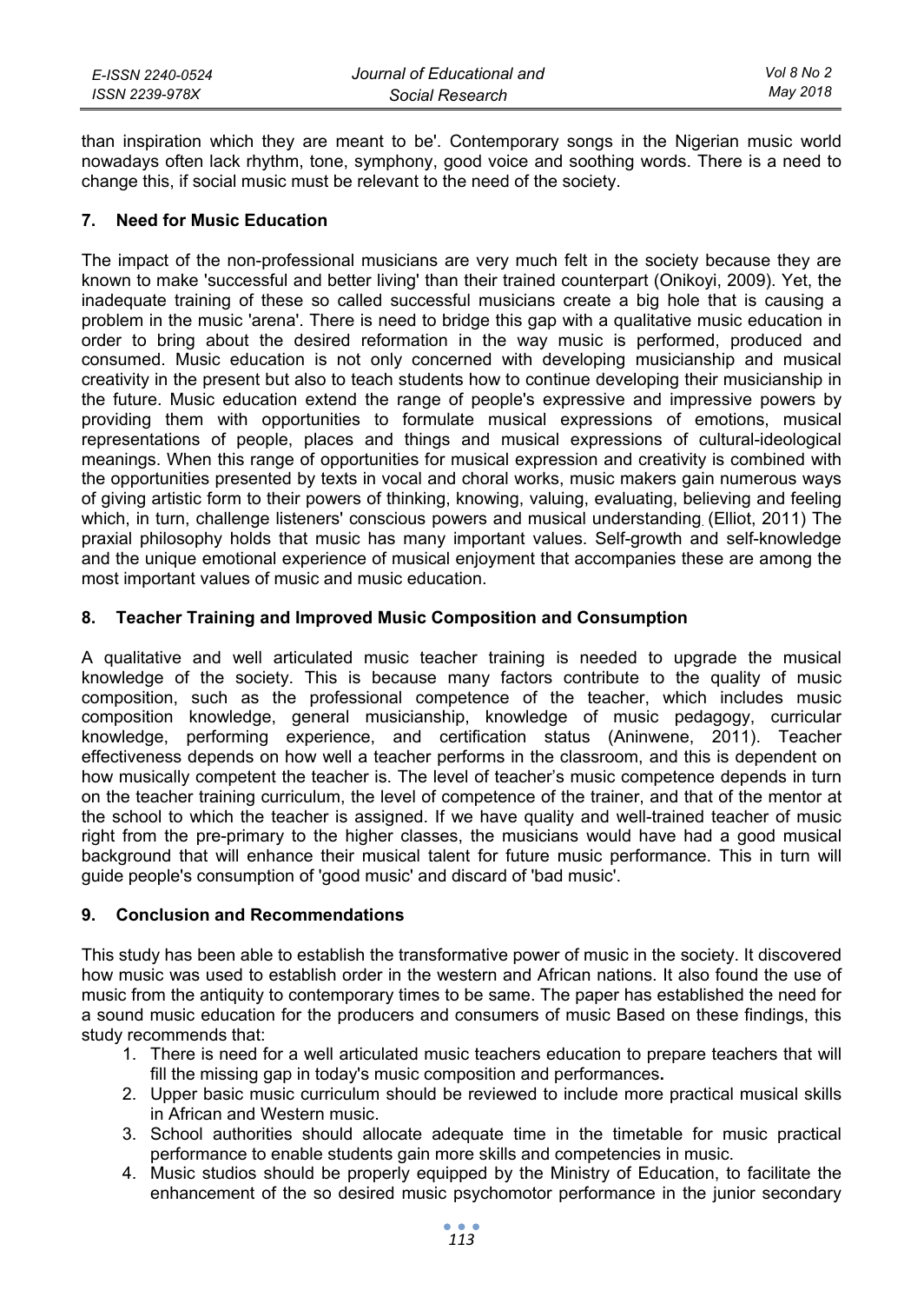than inspiration which they are meant to be'. Contemporary songs in the Nigerian music world nowadays often lack rhythm, tone, symphony, good voice and soothing words. There is a need to change this, if social music must be relevant to the need of the society.

## 7. Need for Music Education

The impact of the non-professional musicians are very much felt in the society because they are known to make 'successful and better living' than their trained counterpart (Onikoyi, 2009). Yet, the inadequate training of these so called successful musicians create a big hole that is causing a problem in the music 'arena'. There is need to bridge this gap with a qualitative music education in order to bring about the desired reformation in the way music is performed, produced and consumed. Music education is not only concerned with developing musicianship and musical creativity in the present but also to teach students how to continue developing their musicianship in the future. Music education extend the range of people's expressive and impressive powers by providing them with opportunities to formulate musical expressions of emotions, musical representations of people, places and things and musical expressions of cultural-ideological meanings. When this range of opportunities for musical expression and creativity is combined with the opportunities presented by texts in vocal and choral works, music makers gain numerous ways of giving artistic form to their powers of thinking, knowing, valuing, evaluating, believing and feeling which, in turn, challenge listeners' conscious powers and musical understanding. (Elliot, 2011) The praxial philosophy holds that music has many important values. Self-growth and self-knowledge and the unique emotional experience of musical enjoyment that accompanies these are among the most important values of music and music education.

## 8. Teacher Training and Improved Music Composition and Consumption

A qualitative and well articulated music teacher training is needed to upgrade the musical knowledge of the society. This is because many factors contribute to the quality of music composition, such as the professional competence of the teacher, which includes music composition knowledge, general musicianship, knowledge of music pedagogy, curricular knowledge, performing experience, and certification status (Aninwene, 2011). Teacher effectiveness depends on how well a teacher performs in the classroom, and this is dependent on how musically competent the teacher is. The level of teacher's music competence depends in turn on the teacher training curriculum, the level of competence of the trainer, and that of the mentor at the school to which the teacher is assigned. If we have quality and well-trained teacher of music right from the pre-primary to the higher classes, the musicians would have had a good musical background that will enhance their musical talent for future music performance. This in turn will guide people's consumption of 'good music' and discard of 'bad music'.

## 9. Conclusion and Recommendations

This study has been able to establish the transformative power of music in the society. It discovered how music was used to establish order in the western and African nations. It also found the use of music from the antiquity to contemporary times to be same. The paper has established the need for a sound music education for the producers and consumers of music Based on these findings, this study recommends that:

1. There is need for a well articulated music teachers education to prepare teachers that will fill the missing gap in today's music composition and performances**.**
2. Upper basic music curriculum should be reviewed to include more practical musical skills in African and Western music.
3. School authorities should allocate adequate time in the timetable for music practical performance to enable students gain more skills and competencies in music.
4. Music studios should be properly equipped by the Ministry of Education, to facilitate the enhancement of the so desired music psychomotor performance in the junior secondary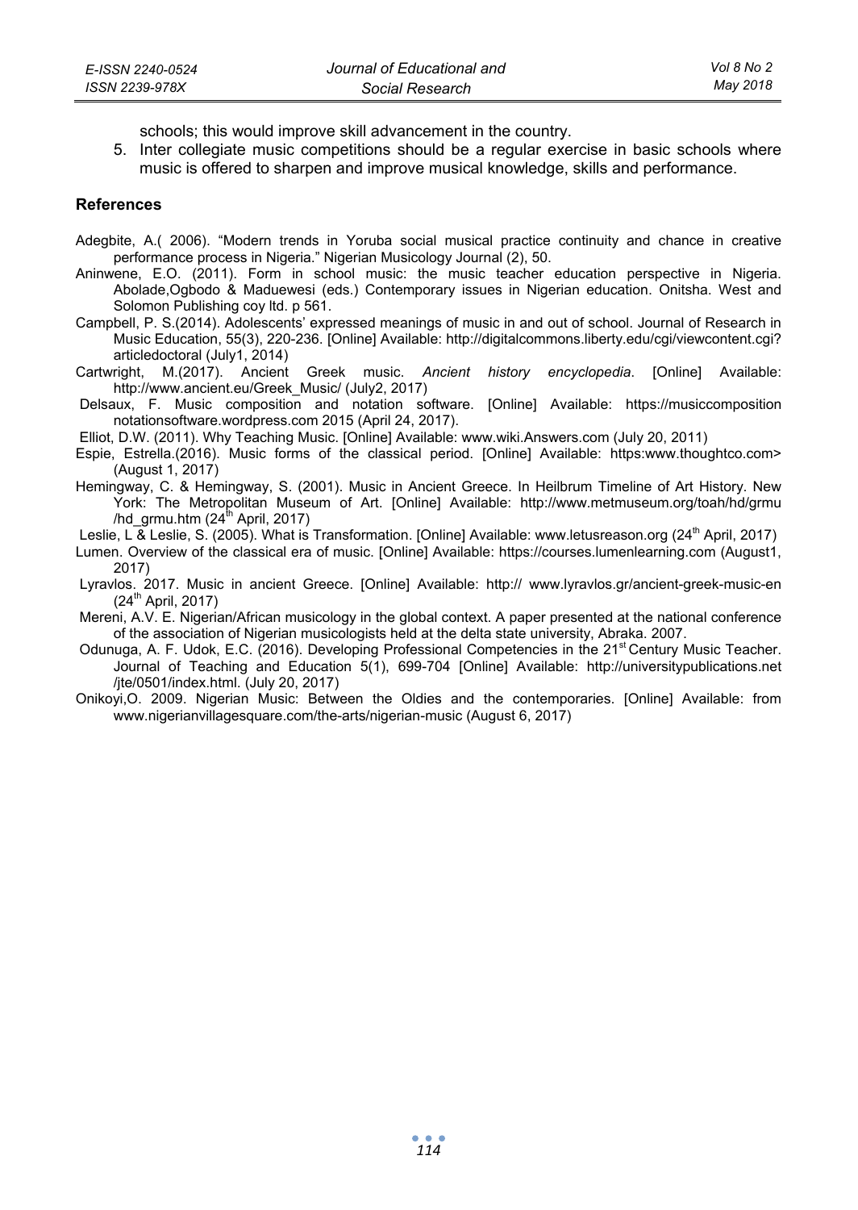schools; this would improve skill advancement in the country.

5. Inter collegiate music competitions should be a regular exercise in basic schools where music is offered to sharpen and improve musical knowledge, skills and performance.

### References

Adegbite, A.( 2006). "Modern trends in Yoruba social musical practice continuity and chance in creative performance process in Nigeria." Nigerian Musicology Journal (2), 50.

Aninwene, E.O. (2011). Form in school music: the music teacher education perspective in Nigeria. Abolade,Ogbodo & Maduewesi (eds.) Contemporary issues in Nigerian education. Onitsha. West and Solomon Publishing coy ltd. p 561.

Campbell, P. S.(2014). Adolescents' expressed meanings of music in and out of school. Journal of Research in Music Education, 55(3), 220-236. [Online] Available: http://digitalcommons.liberty.edu/cgi/viewcontent.cgi?articledoctoral (July1, 2014)

Cartwright, M.(2017). Ancient Greek music. *Ancient history encyclopedia*. [Online] Available: http://www.ancient.eu/Greek_Music/ (July2, 2017)

Delsaux, F. Music composition and notation software. [Online] Available: https://musiccomposition notationsoftware.wordpress.com 2015 (April 24, 2017).

Elliot, D.W. (2011). Why Teaching Music. [Online] Available: www.wiki.Answers.com (July 20, 2011)

Espie, Estrella.(2016). Music forms of the classical period. [Online] Available: https:www.thoughtco.com> (August 1, 2017)

Hemingway, C. & Hemingway, S. (2001). Music in Ancient Greece. In Heilbrum Timeline of Art History. New York: The Metropolitan Museum of Art. [Online] Available: http://www.metmuseum.org/toah/hd/grmu /hd_grmu.htm (24th April, 2017)

Leslie, L & Leslie, S. (2005). What is Transformation. [Online] Available: www.letusreason.org (24th April, 2017)

Lumen. Overview of the classical era of music. [Online] Available: https://courses.lumenlearning.com (August1, 2017)

Lyravlos. 2017. Music in ancient Greece. [Online] Available: http:// www.lyravlos.gr/ancient-greek-music-en (24th April, 2017)

Mereni, A.V. E. Nigerian/African musicology in the global context. A paper presented at the national conference of the association of Nigerian musicologists held at the delta state university, Abraka. 2007.

Odunuga, A. F. Udok, E.C. (2016). Developing Professional Competencies in the 21st Century Music Teacher. Journal of Teaching and Education 5(1), 699-704 [Online] Available: http://universitypublications.net /jte/0501/index.html. (July 20, 2017)

Onikoyi,O. 2009. Nigerian Music: Between the Oldies and the contemporaries. [Online] Available: from www.nigerianvillagesquare.com/the-arts/nigerian-music (August 6, 2017)